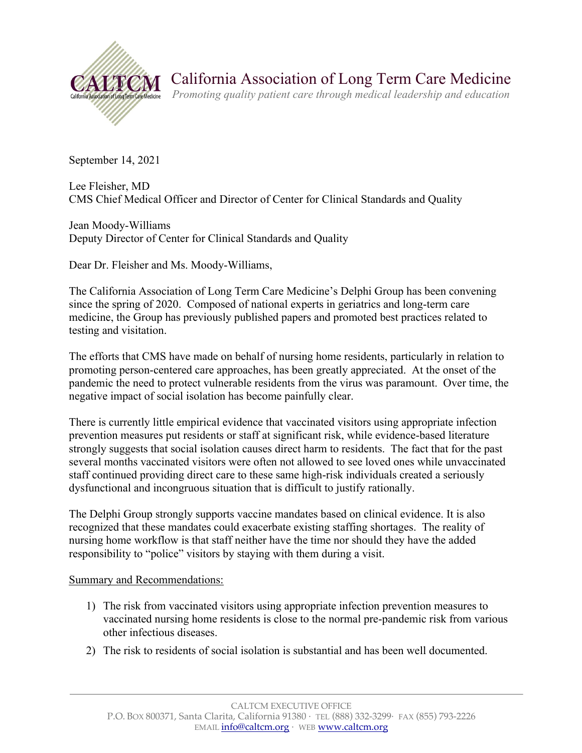# California Association of Long Term Care Medicine

*Promoting quality patient care through medical leadership and education*

September 14, 2021

Lee Fleisher, MD
CMS Chief Medical Officer and Director of Center for Clinical Standards and Quality

Jean Moody-Williams
Deputy Director of Center for Clinical Standards and Quality

Dear Dr. Fleisher and Ms. Moody-Williams,

The California Association of Long Term Care Medicine's Delphi Group has been convening since the spring of 2020. Composed of national experts in geriatrics and long-term care medicine, the Group has previously published papers and promoted best practices related to testing and visitation.

The efforts that CMS have made on behalf of nursing home residents, particularly in relation to promoting person-centered care approaches, has been greatly appreciated. At the onset of the pandemic the need to protect vulnerable residents from the virus was paramount. Over time, the negative impact of social isolation has become painfully clear.

There is currently little empirical evidence that vaccinated visitors using appropriate infection prevention measures put residents or staff at significant risk, while evidence-based literature strongly suggests that social isolation causes direct harm to residents. The fact that for the past several months vaccinated visitors were often not allowed to see loved ones while unvaccinated staff continued providing direct care to these same high-risk individuals created a seriously dysfunctional and incongruous situation that is difficult to justify rationally.

The Delphi Group strongly supports vaccine mandates based on clinical evidence. It is also recognized that these mandates could exacerbate existing staffing shortages. The reality of nursing home workflow is that staff neither have the time nor should they have the added responsibility to "police" visitors by staying with them during a visit.

Summary and Recommendations:

1) The risk from vaccinated visitors using appropriate infection prevention measures to vaccinated nursing home residents is close to the normal pre-pandemic risk from various other infectious diseases.
2) The risk to residents of social isolation is substantial and has been well documented.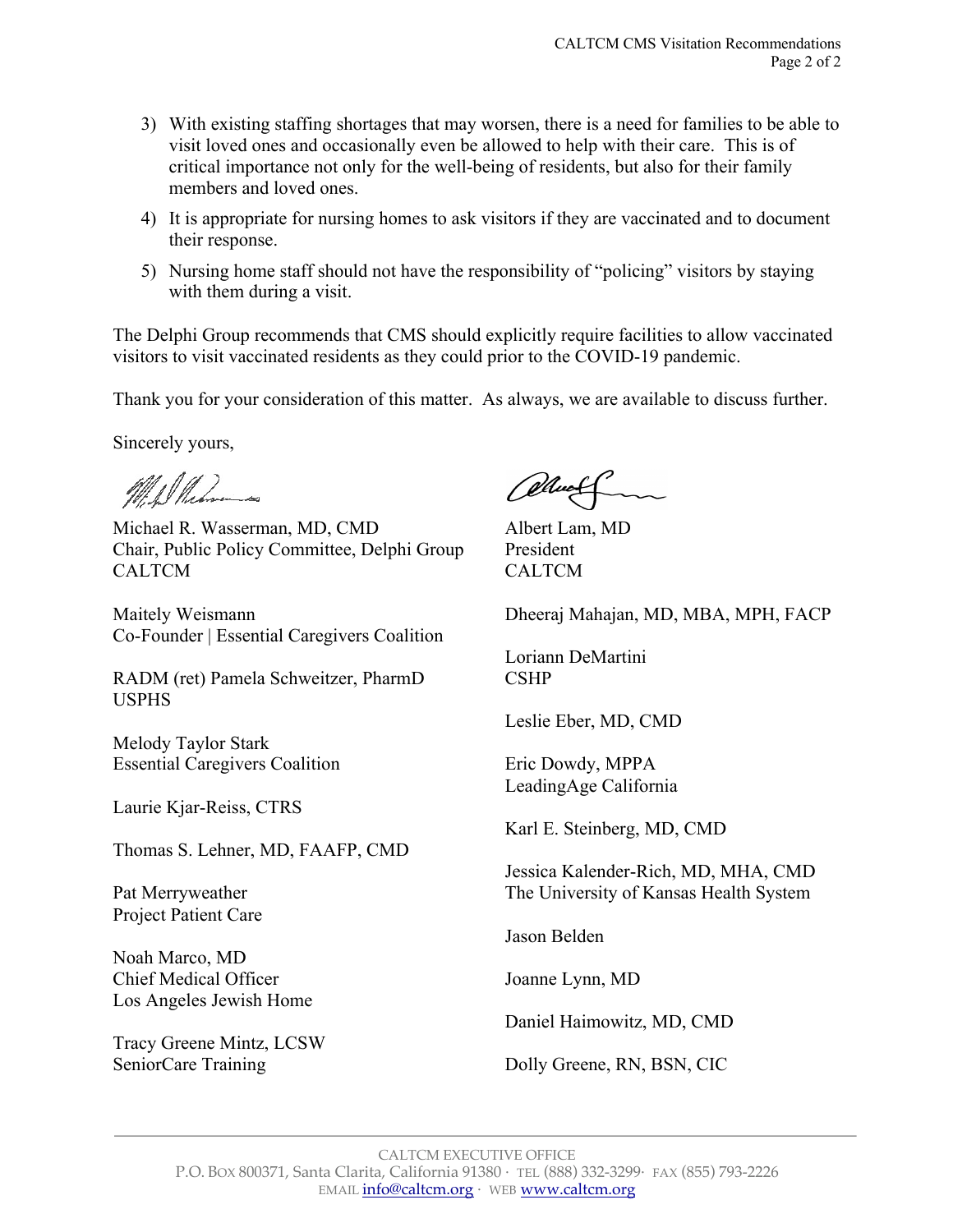3) With existing staffing shortages that may worsen, there is a need for families to be able to visit loved ones and occasionally even be allowed to help with their care. This is of critical importance not only for the well-being of residents, but also for their family members and loved ones.
4) It is appropriate for nursing homes to ask visitors if they are vaccinated and to document their response.
5) Nursing home staff should not have the responsibility of "policing" visitors by staying with them during a visit.

The Delphi Group recommends that CMS should explicitly require facilities to allow vaccinated visitors to visit vaccinated residents as they could prior to the COVID-19 pandemic.

Thank you for your consideration of this matter. As always, we are available to discuss further.

Sincerely yours,

Michael R. Wasserman, MD, CMD
Chair, Public Policy Committee, Delphi Group
CALTCM

Albert Lam, MD
President
CALTCM

Maitely Weismann
Co-Founder | Essential Caregivers Coalition

RADM (ret) Pamela Schweitzer, PharmD
USPHS

Melody Taylor Stark
Essential Caregivers Coalition

Laurie Kjar-Reiss, CTRS

Thomas S. Lehner, MD, FAAFP, CMD

Pat Merryweather
Project Patient Care

Noah Marco, MD
Chief Medical Officer
Los Angeles Jewish Home

Tracy Greene Mintz, LCSW
SeniorCare Training

Dheeraj Mahajan, MD, MBA, MPH, FACP

Loriann DeMartini
CSHP

Leslie Eber, MD, CMD

Eric Dowdy, MPPA
LeadingAge California

Karl E. Steinberg, MD, CMD

Jessica Kalender-Rich, MD, MHA, CMD
The University of Kansas Health System

Jason Belden

Joanne Lynn, MD

Daniel Haimowitz, MD, CMD

Dolly Greene, RN, BSN, CIC

CALTCM EXECUTIVE OFFICE
P.O. BOX 800371, Santa Clarita, California 91380 · TEL (888) 332-3299 · FAX (855) 793-2226
EMAIL info@caltcm.org · WEB www.caltcm.org